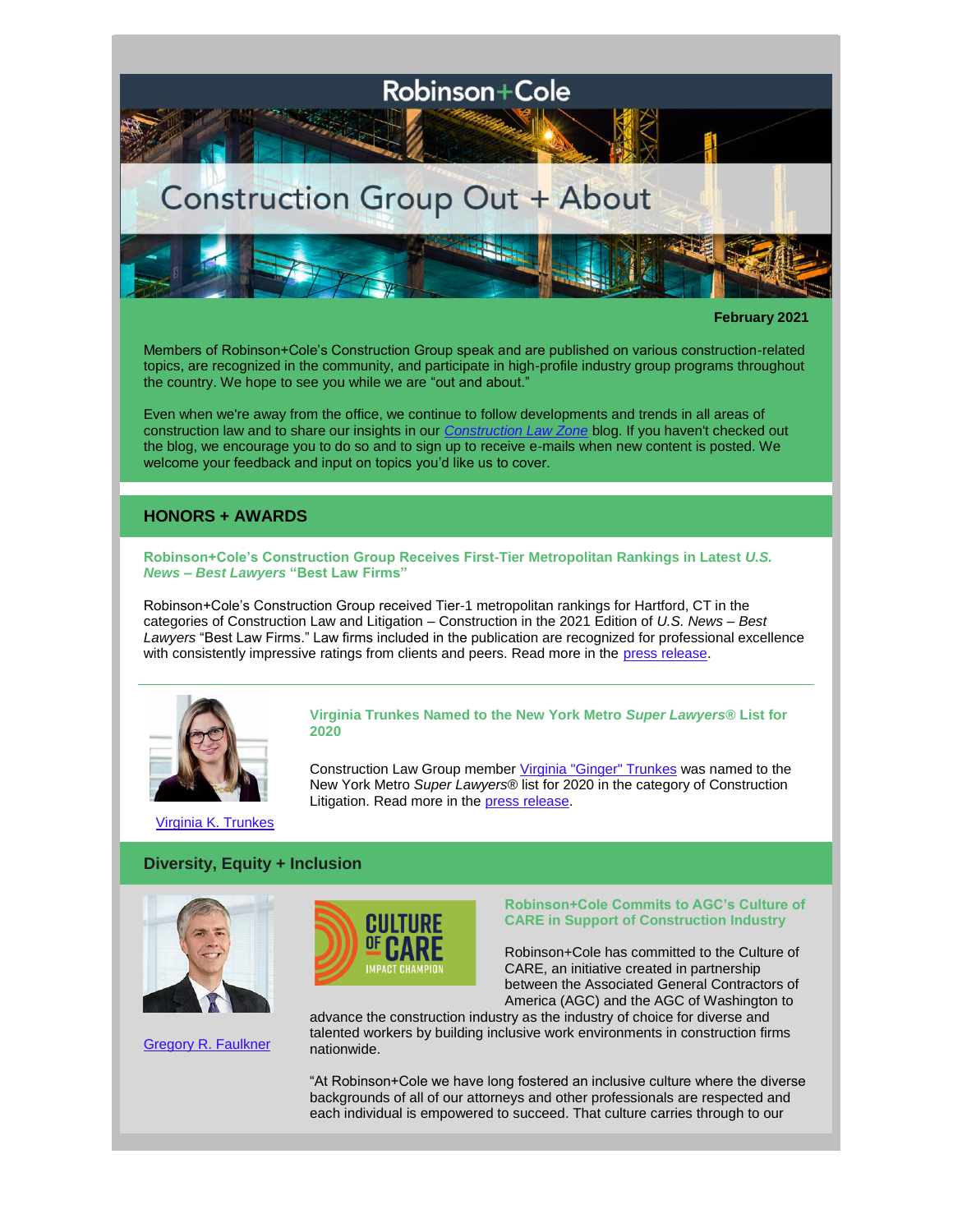Robinson+Cole

# Construction Group Out + About

**February 2021**

Members of Robinson+Cole's Construction Group speak and are published on various construction-related topics, are recognized in the community, and participate in high-profile industry group programs throughout the country. We hope to see you while we are "out and about."

Even when we're away from the office, we continue to follow developments and trends in all areas of construction law and to share our insights in our *Construction Law Zone* blog. If you haven't checked out the blog, we encourage you to do so and to sign up to receive e-mails when new content is posted. We welcome your feedback and input on topics you'd like us to cover.

## HONORS + AWARDS

### Robinson+Cole's Construction Group Receives First-Tier Metropolitan Rankings in Latest *U.S. News – Best Lawyers* "Best Law Firms"

Robinson+Cole's Construction Group received Tier-1 metropolitan rankings for Hartford, CT in the categories of Construction Law and Litigation – Construction in the 2021 Edition of *U.S. News – Best Lawyers* "Best Law Firms." Law firms included in the publication are recognized for professional excellence with consistently impressive ratings from clients and peers. Read more in the press release.

---

### Virginia Trunkes Named to the New York Metro *Super Lawyers®* List for 2020

Virginia K. Trunkes

Construction Law Group member Virginia "Ginger" Trunkes was named to the New York Metro *Super Lawyers®* list for 2020 in the category of Construction Litigation. Read more in the press release.

## Diversity, Equity + Inclusion

### Robinson+Cole Commits to AGC's Culture of CARE in Support of Construction Industry

Gregory R. Faulkner

CULTURE OF CARE IMPACT CHAMPION

Robinson+Cole has committed to the Culture of CARE, an initiative created in partnership between the Associated General Contractors of America (AGC) and the AGC of Washington to advance the construction industry as the industry of choice for diverse and talented workers by building inclusive work environments in construction firms nationwide.

"At Robinson+Cole we have long fostered an inclusive culture where the diverse backgrounds of all of our attorneys and other professionals are respected and each individual is empowered to succeed. That culture carries through to our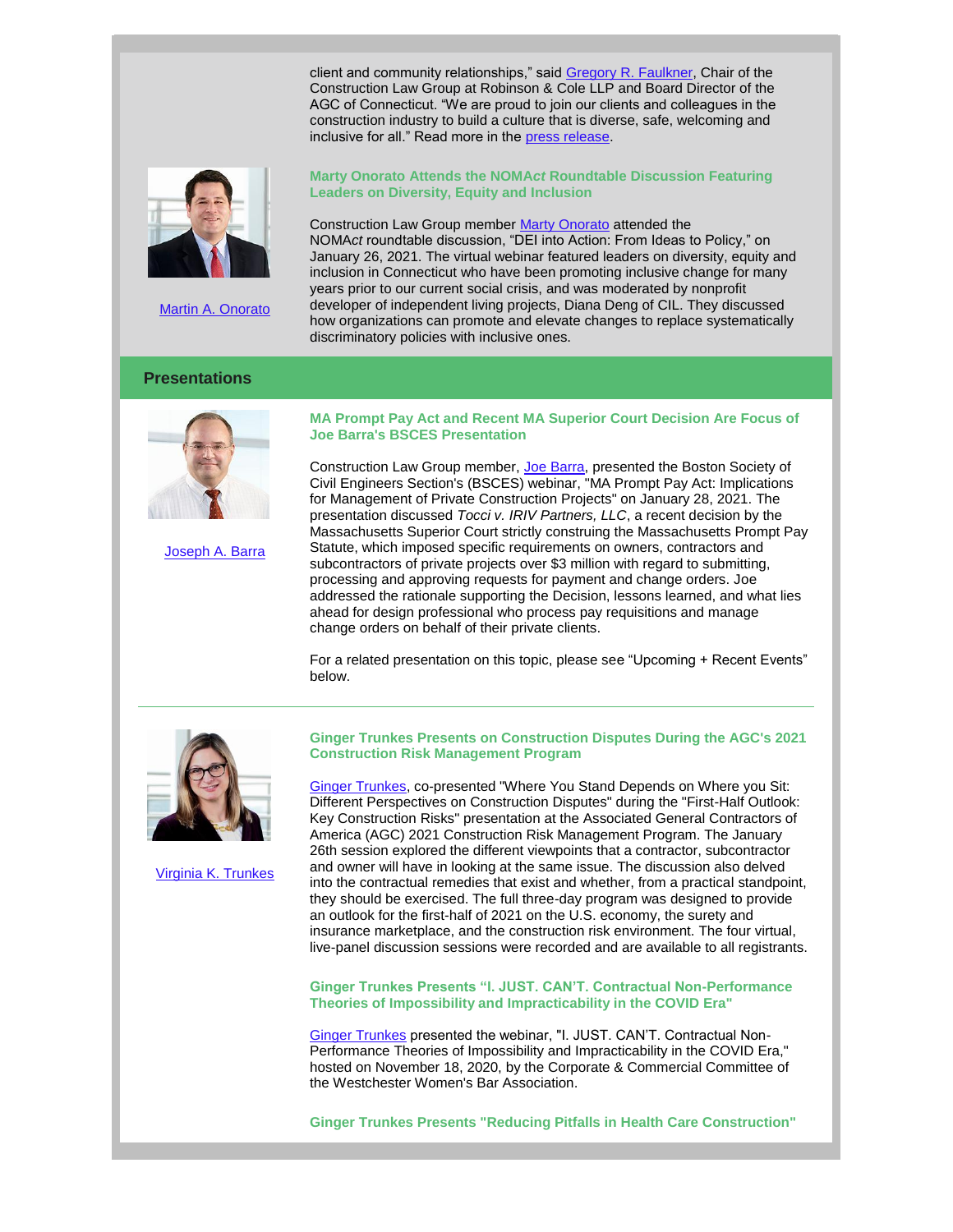client and community relationships," said Gregory R. Faulkner, Chair of the Construction Law Group at Robinson & Cole LLP and Board Director of the AGC of Connecticut. "We are proud to join our clients and colleagues in the construction industry to build a culture that is diverse, safe, welcoming and inclusive for all." Read more in the press release.

Martin A. Onorato

### Marty Onorato Attends the NOMA*ct* Roundtable Discussion Featuring Leaders on Diversity, Equity and Inclusion

Construction Law Group member Marty Onorato attended the NOMA*ct* roundtable discussion, "DEI into Action: From Ideas to Policy," on January 26, 2021. The virtual webinar featured leaders on diversity, equity and inclusion in Connecticut who have been promoting inclusive change for many years prior to our current social crisis, and was moderated by nonprofit developer of independent living projects, Diana Deng of CIL. They discussed how organizations can promote and elevate changes to replace systematically discriminatory policies with inclusive ones.

## Presentations

Joseph A. Barra

### MA Prompt Pay Act and Recent MA Superior Court Decision Are Focus of Joe Barra's BSCES Presentation

Construction Law Group member, Joe Barra, presented the Boston Society of Civil Engineers Section's (BSCES) webinar, "MA Prompt Pay Act: Implications for Management of Private Construction Projects" on January 28, 2021. The presentation discussed *Tocci v. IRIV Partners, LLC*, a recent decision by the Massachusetts Superior Court strictly construing the Massachusetts Prompt Pay Statute, which imposed specific requirements on owners, contractors and subcontractors of private projects over $3 million with regard to submitting, processing and approving requests for payment and change orders. Joe addressed the rationale supporting the Decision, lessons learned, and what lies ahead for design professional who process pay requisitions and manage change orders on behalf of their private clients.

For a related presentation on this topic, please see "Upcoming + Recent Events" below.

---

Virginia K. Trunkes

### Ginger Trunkes Presents on Construction Disputes During the AGC's 2021 Construction Risk Management Program

Ginger Trunkes, co-presented "Where You Stand Depends on Where you Sit: Different Perspectives on Construction Disputes" during the "First-Half Outlook: Key Construction Risks" presentation at the Associated General Contractors of America (AGC) 2021 Construction Risk Management Program. The January 26th session explored the different viewpoints that a contractor, subcontractor and owner will have in looking at the same issue. The discussion also delved into the contractual remedies that exist and whether, from a practical standpoint, they should be exercised. The full three-day program was designed to provide an outlook for the first-half of 2021 on the U.S. economy, the surety and insurance marketplace, and the construction risk environment. The four virtual, live-panel discussion sessions were recorded and are available to all registrants.

### Ginger Trunkes Presents "I. JUST. CAN'T. Contractual Non-Performance Theories of Impossibility and Impracticability in the COVID Era"

Ginger Trunkes presented the webinar, "I. JUST. CAN'T. Contractual Non-Performance Theories of Impossibility and Impracticability in the COVID Era," hosted on November 18, 2020, by the Corporate & Commercial Committee of the Westchester Women's Bar Association.

### Ginger Trunkes Presents "Reducing Pitfalls in Health Care Construction"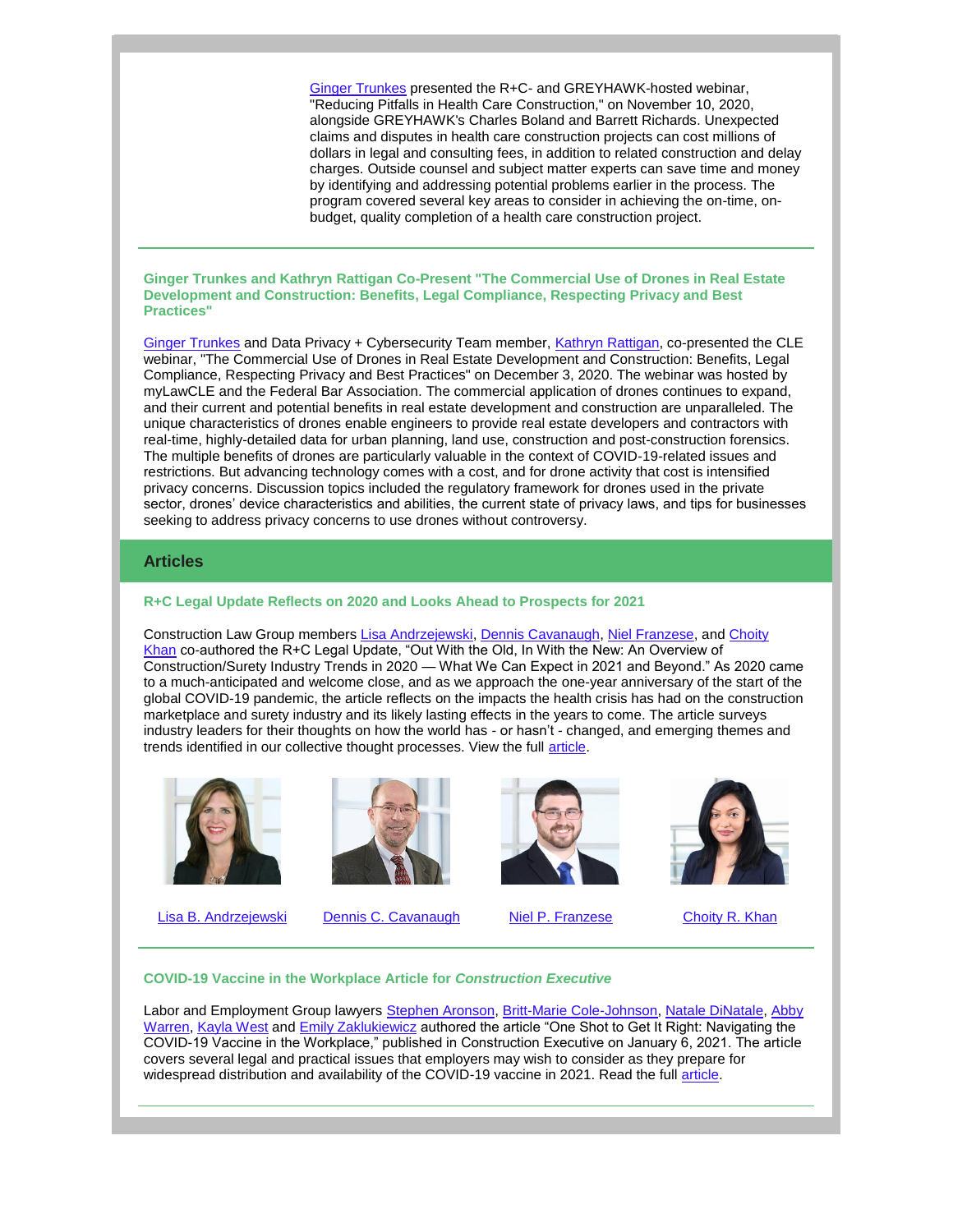Ginger Trunkes presented the R+C- and GREYHAWK-hosted webinar, "Reducing Pitfalls in Health Care Construction," on November 10, 2020, alongside GREYHAWK's Charles Boland and Barrett Richards. Unexpected claims and disputes in health care construction projects can cost millions of dollars in legal and consulting fees, in addition to related construction and delay charges. Outside counsel and subject matter experts can save time and money by identifying and addressing potential problems earlier in the process. The program covered several key areas to consider in achieving the on-time, on-budget, quality completion of a health care construction project.

---

### Ginger Trunkes and Kathryn Rattigan Co-Present "The Commercial Use of Drones in Real Estate Development and Construction: Benefits, Legal Compliance, Respecting Privacy and Best Practices"

Ginger Trunkes and Data Privacy + Cybersecurity Team member, Kathryn Rattigan, co-presented the CLE webinar, "The Commercial Use of Drones in Real Estate Development and Construction: Benefits, Legal Compliance, Respecting Privacy and Best Practices" on December 3, 2020. The webinar was hosted by myLawCLE and the Federal Bar Association. The commercial application of drones continues to expand, and their current and potential benefits in real estate development and construction are unparalleled. The unique characteristics of drones enable engineers to provide real estate developers and contractors with real-time, highly-detailed data for urban planning, land use, construction and post-construction forensics. The multiple benefits of drones are particularly valuable in the context of COVID-19-related issues and restrictions. But advancing technology comes with a cost, and for drone activity that cost is intensified privacy concerns. Discussion topics included the regulatory framework for drones used in the private sector, drones' device characteristics and abilities, the current state of privacy laws, and tips for businesses seeking to address privacy concerns to use drones without controversy.

## Articles

### R+C Legal Update Reflects on 2020 and Looks Ahead to Prospects for 2021

Construction Law Group members Lisa Andrzejewski, Dennis Cavanaugh, Niel Franzese, and Choity Khan co-authored the R+C Legal Update, "Out With the Old, In With the New: An Overview of Construction/Surety Industry Trends in 2020 — What We Can Expect in 2021 and Beyond." As 2020 came to a much-anticipated and welcome close, and as we approach the one-year anniversary of the start of the global COVID-19 pandemic, the article reflects on the impacts the health crisis has had on the construction marketplace and surety industry and its likely lasting effects in the years to come. The article surveys industry leaders for their thoughts on how the world has - or hasn't - changed, and emerging themes and trends identified in our collective thought processes. View the full article.

Lisa B. Andrzejewski | Dennis C. Cavanaugh | Niel P. Franzese | Choity R. Khan

---

### COVID-19 Vaccine in the Workplace Article for *Construction Executive*

Labor and Employment Group lawyers Stephen Aronson, Britt-Marie Cole-Johnson, Natale DiNatale, Abby Warren, Kayla West and Emily Zaklukiewicz authored the article "One Shot to Get It Right: Navigating the COVID-19 Vaccine in the Workplace," published in Construction Executive on January 6, 2021. The article covers several legal and practical issues that employers may wish to consider as they prepare for widespread distribution and availability of the COVID-19 vaccine in 2021. Read the full article.

---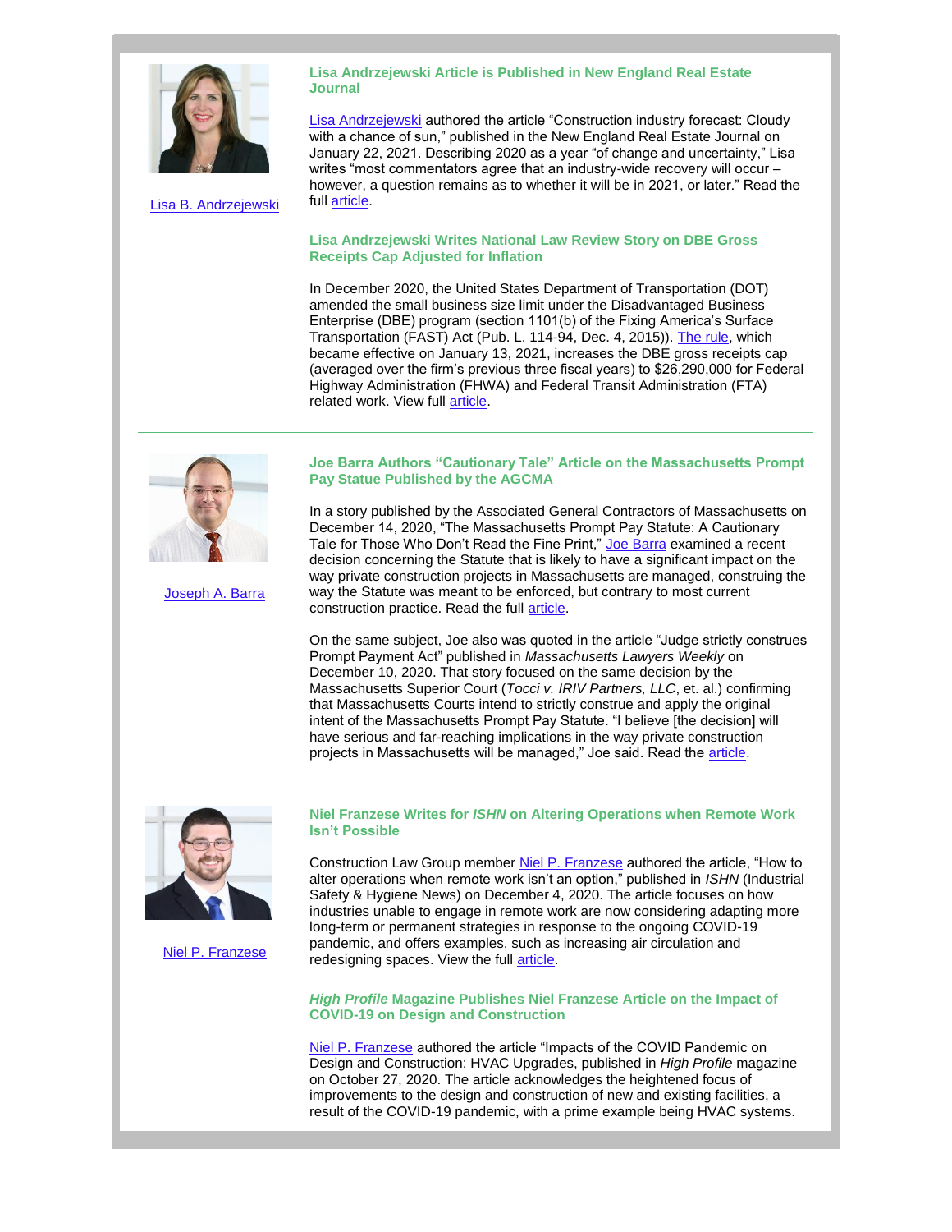Lisa B. Andrzejewski

### Lisa Andrzejewski Article is Published in New England Real Estate Journal

Lisa Andrzejewski authored the article "Construction industry forecast: Cloudy with a chance of sun," published in the New England Real Estate Journal on January 22, 2021. Describing 2020 as a year "of change and uncertainty," Lisa writes "most commentators agree that an industry-wide recovery will occur – however, a question remains as to whether it will be in 2021, or later." Read the full article.

### Lisa Andrzejewski Writes National Law Review Story on DBE Gross Receipts Cap Adjusted for Inflation

In December 2020, the United States Department of Transportation (DOT) amended the small business size limit under the Disadvantaged Business Enterprise (DBE) program (section 1101(b) of the Fixing America's Surface Transportation (FAST) Act (Pub. L. 114-94, Dec. 4, 2015)). The rule, which became effective on January 13, 2021, increases the DBE gross receipts cap (averaged over the firm's previous three fiscal years) to $26,290,000 for Federal Highway Administration (FHWA) and Federal Transit Administration (FTA) related work. View full article.

---

Joseph A. Barra

### Joe Barra Authors "Cautionary Tale" Article on the Massachusetts Prompt Pay Statue Published by the AGCMA

In a story published by the Associated General Contractors of Massachusetts on December 14, 2020, "The Massachusetts Prompt Pay Statute: A Cautionary Tale for Those Who Don't Read the Fine Print," Joe Barra examined a recent decision concerning the Statute that is likely to have a significant impact on the way private construction projects in Massachusetts are managed, construing the way the Statute was meant to be enforced, but contrary to most current construction practice. Read the full article.

On the same subject, Joe also was quoted in the article "Judge strictly construes Prompt Payment Act" published in *Massachusetts Lawyers Weekly* on December 10, 2020. That story focused on the same decision by the Massachusetts Superior Court (*Tocci v. IRIV Partners, LLC*, et. al.) confirming that Massachusetts Courts intend to strictly construe and apply the original intent of the Massachusetts Prompt Pay Statute. "I believe [the decision] will have serious and far-reaching implications in the way private construction projects in Massachusetts will be managed," Joe said. Read the article.

---

Niel P. Franzese

### Niel Franzese Writes for *ISHN* on Altering Operations when Remote Work Isn't Possible

Construction Law Group member Niel P. Franzese authored the article, "How to alter operations when remote work isn't an option," published in *ISHN* (Industrial Safety & Hygiene News) on December 4, 2020. The article focuses on how industries unable to engage in remote work are now considering adapting more long-term or permanent strategies in response to the ongoing COVID-19 pandemic, and offers examples, such as increasing air circulation and redesigning spaces. View the full article.

### *High Profile* Magazine Publishes Niel Franzese Article on the Impact of COVID-19 on Design and Construction

Niel P. Franzese authored the article "Impacts of the COVID Pandemic on Design and Construction: HVAC Upgrades, published in *High Profile* magazine on October 27, 2020. The article acknowledges the heightened focus of improvements to the design and construction of new and existing facilities, a result of the COVID-19 pandemic, with a prime example being HVAC systems.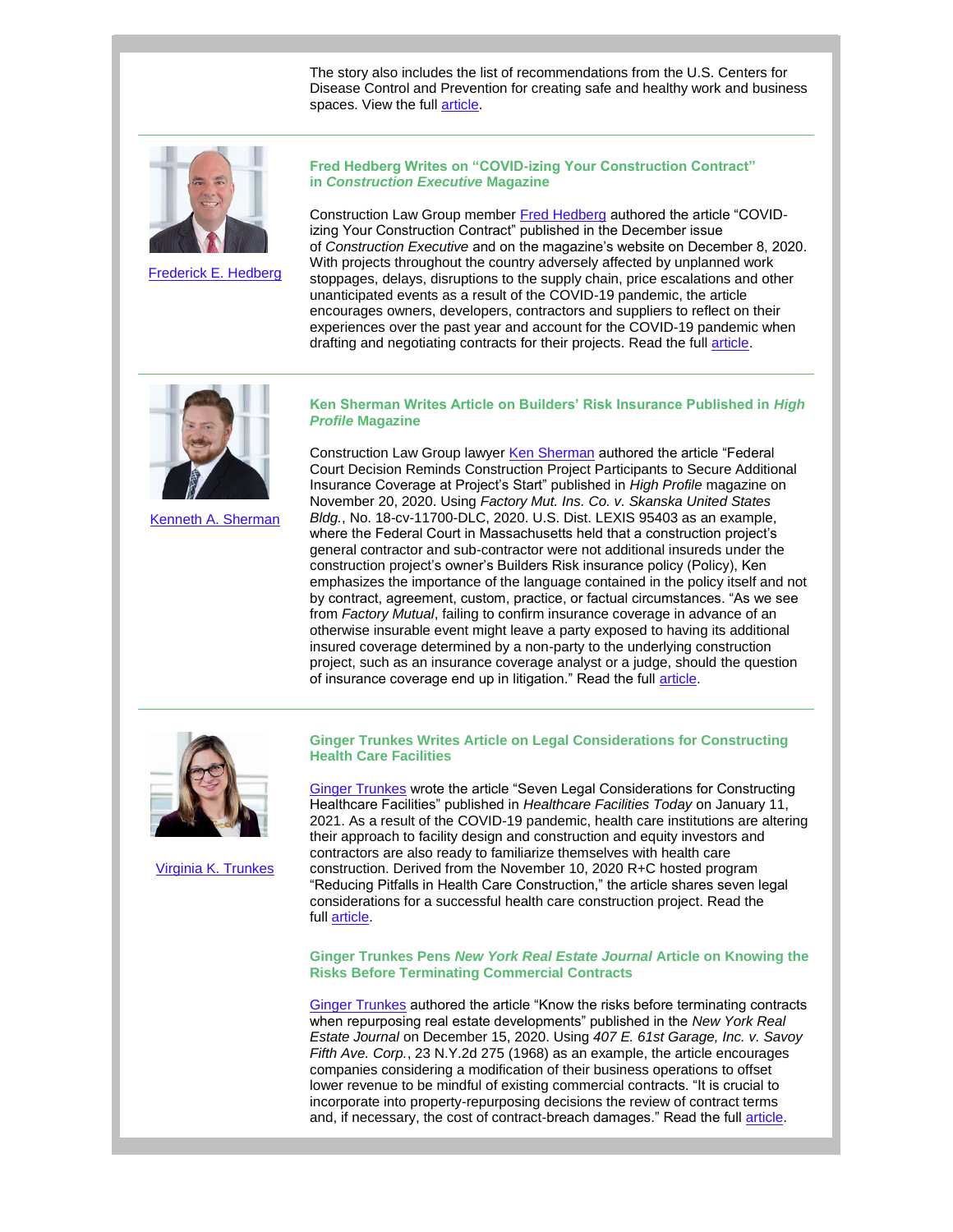The story also includes the list of recommendations from the U.S. Centers for Disease Control and Prevention for creating safe and healthy work and business spaces. View the full article.

---

Frederick E. Hedberg

### Fred Hedberg Writes on "COVID-izing Your Construction Contract" in *Construction Executive* Magazine

Construction Law Group member Fred Hedberg authored the article "COVID-izing Your Construction Contract" published in the December issue of *Construction Executive* and on the magazine's website on December 8, 2020. With projects throughout the country adversely affected by unplanned work stoppages, delays, disruptions to the supply chain, price escalations and other unanticipated events as a result of the COVID-19 pandemic, the article encourages owners, developers, contractors and suppliers to reflect on their experiences over the past year and account for the COVID-19 pandemic when drafting and negotiating contracts for their projects. Read the full article.

---

Kenneth A. Sherman

### Ken Sherman Writes Article on Builders' Risk Insurance Published in *High Profile* Magazine

Construction Law Group lawyer Ken Sherman authored the article "Federal Court Decision Reminds Construction Project Participants to Secure Additional Insurance Coverage at Project's Start" published in *High Profile* magazine on November 20, 2020. Using *Factory Mut. Ins. Co. v. Skanska United States Bldg.*, No. 18-cv-11700-DLC, 2020. U.S. Dist. LEXIS 95403 as an example, where the Federal Court in Massachusetts held that a construction project's general contractor and sub-contractor were not additional insureds under the construction project's owner's Builders Risk insurance policy (Policy), Ken emphasizes the importance of the language contained in the policy itself and not by contract, agreement, custom, practice, or factual circumstances. "As we see from *Factory Mutual*, failing to confirm insurance coverage in advance of an otherwise insurable event might leave a party exposed to having its additional insured coverage determined by a non-party to the underlying construction project, such as an insurance coverage analyst or a judge, should the question of insurance coverage end up in litigation." Read the full article.

---

Virginia K. Trunkes

### Ginger Trunkes Writes Article on Legal Considerations for Constructing Health Care Facilities

Ginger Trunkes wrote the article "Seven Legal Considerations for Constructing Healthcare Facilities" published in *Healthcare Facilities Today* on January 11, 2021. As a result of the COVID-19 pandemic, health care institutions are altering their approach to facility design and construction and equity investors and contractors are also ready to familiarize themselves with health care construction. Derived from the November 10, 2020 R+C hosted program "Reducing Pitfalls in Health Care Construction," the article shares seven legal considerations for a successful health care construction project. Read the full article.

### Ginger Trunkes Pens *New York Real Estate Journal* Article on Knowing the Risks Before Terminating Commercial Contracts

Ginger Trunkes authored the article "Know the risks before terminating contracts when repurposing real estate developments" published in the *New York Real Estate Journal* on December 15, 2020. Using *407 E. 61st Garage, Inc. v. Savoy Fifth Ave. Corp.*, 23 N.Y.2d 275 (1968) as an example, the article encourages companies considering a modification of their business operations to offset lower revenue to be mindful of existing commercial contracts. "It is crucial to incorporate into property-repurposing decisions the review of contract terms and, if necessary, the cost of contract-breach damages." Read the full article.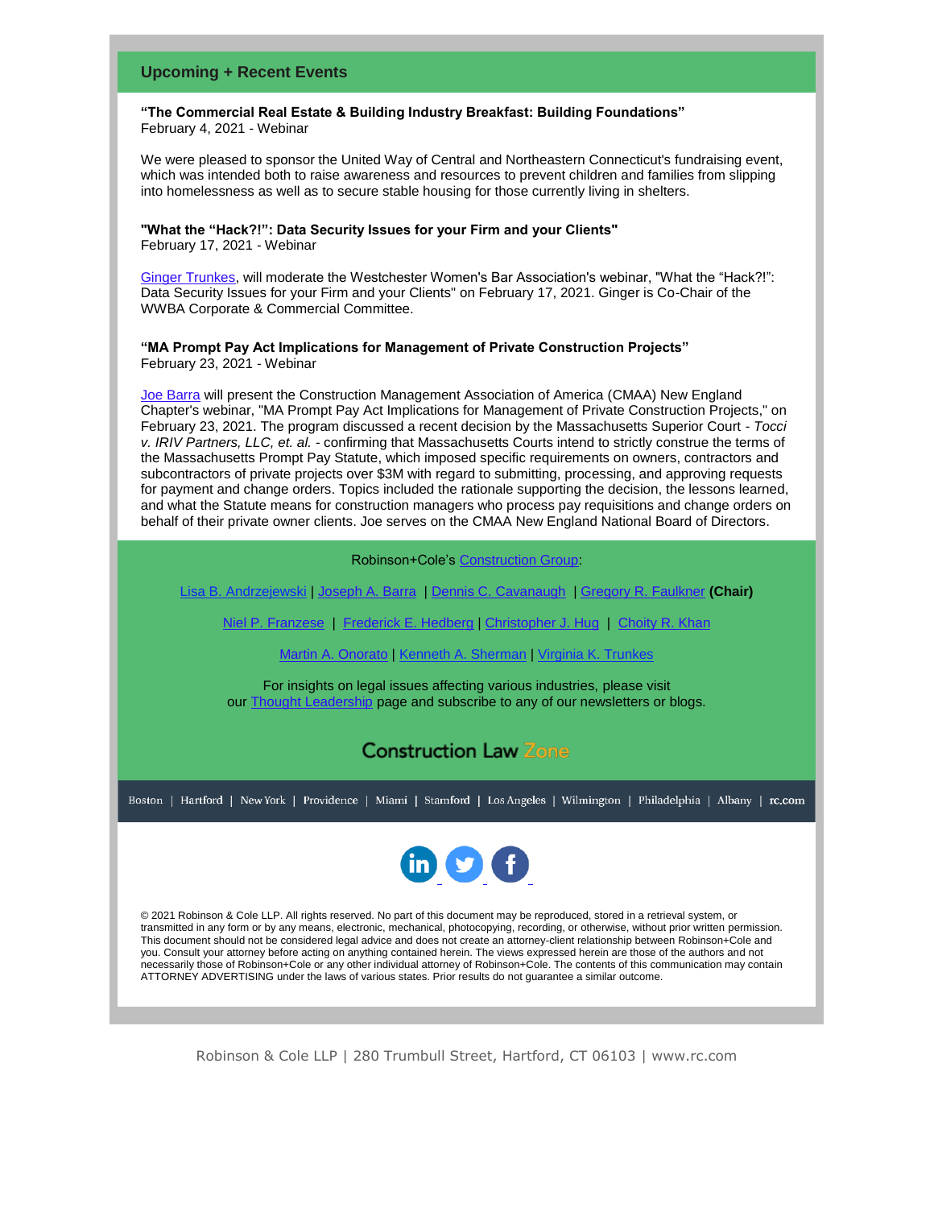## Upcoming + Recent Events

**"The Commercial Real Estate & Building Industry Breakfast: Building Foundations"**
February 4, 2021 - Webinar

We were pleased to sponsor the United Way of Central and Northeastern Connecticut's fundraising event, which was intended both to raise awareness and resources to prevent children and families from slipping into homelessness as well as to secure stable housing for those currently living in shelters.

**"What the "Hack?!": Data Security Issues for your Firm and your Clients"**
February 17, 2021 - Webinar

Ginger Trunkes, will moderate the Westchester Women's Bar Association's webinar, "What the "Hack?!": Data Security Issues for your Firm and your Clients" on February 17, 2021. Ginger is Co-Chair of the WWBA Corporate & Commercial Committee.

**"MA Prompt Pay Act Implications for Management of Private Construction Projects"**
February 23, 2021 - Webinar

Joe Barra will present the Construction Management Association of America (CMAA) New England Chapter's webinar, "MA Prompt Pay Act Implications for Management of Private Construction Projects," on February 23, 2021. The program discussed a recent decision by the Massachusetts Superior Court - *Tocci v. IRIV Partners, LLC, et. al.* - confirming that Massachusetts Courts intend to strictly construe the terms of the Massachusetts Prompt Pay Statute, which imposed specific requirements on owners, contractors and subcontractors of private projects over $3M with regard to submitting, processing, and approving requests for payment and change orders. Topics included the rationale supporting the decision, the lessons learned, and what the Statute means for construction managers who process pay requisitions and change orders on behalf of their private owner clients. Joe serves on the CMAA New England National Board of Directors.

Robinson+Cole's Construction Group:

Lisa B. Andrzejewski | Joseph A. Barra | Dennis C. Cavanaugh | Gregory R. Faulkner **(Chair)**

Niel P. Franzese | Frederick E. Hedberg | Christopher J. Hug | Choity R. Khan

Martin A. Onorato | Kenneth A. Sherman | Virginia K. Trunkes

For insights on legal issues affecting various industries, please visit our Thought Leadership page and subscribe to any of our newsletters or blogs.

Construction Law Zone

Boston | Hartford | New York | Providence | Miami | Stamford | Los Angeles | Wilmington | Philadelphia | Albany | rc.com

© 2021 Robinson & Cole LLP. All rights reserved. No part of this document may be reproduced, stored in a retrieval system, or transmitted in any form or by any means, electronic, mechanical, photocopying, recording, or otherwise, without prior written permission. This document should not be considered legal advice and does not create an attorney-client relationship between Robinson+Cole and you. Consult your attorney before acting on anything contained herein. The views expressed herein are those of the authors and not necessarily those of Robinson+Cole or any other individual attorney of Robinson+Cole. The contents of this communication may contain ATTORNEY ADVERTISING under the laws of various states. Prior results do not guarantee a similar outcome.

Robinson & Cole LLP | 280 Trumbull Street, Hartford, CT 06103 | www.rc.com